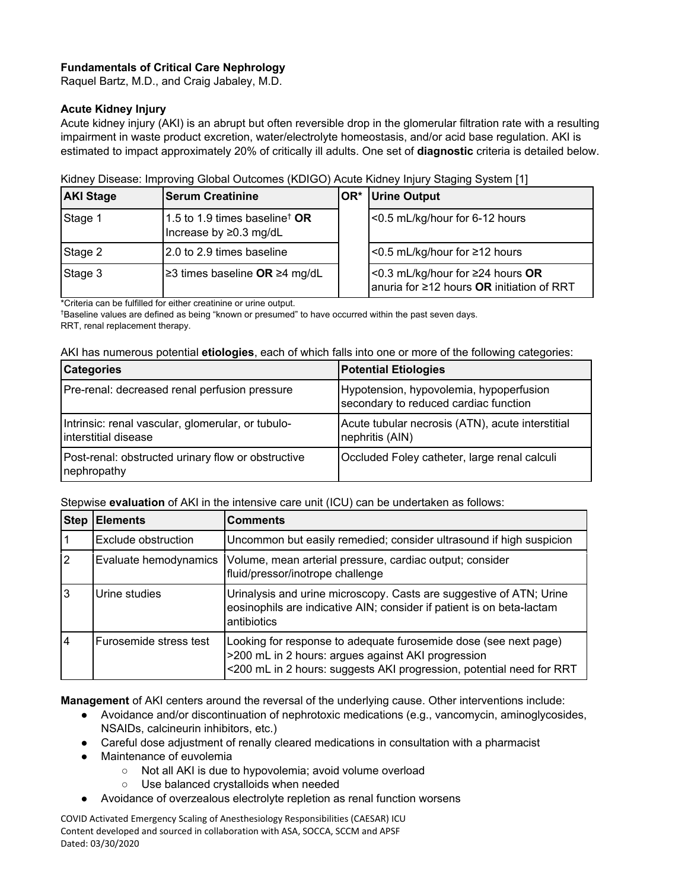**Fundamentals of Critical Care Nephrology**

Raquel Bartz, M.D., and Craig Jabaley, M.D.

**Acute Kidney Injury**

Acute kidney injury (AKI) is an abrupt but often reversible drop in the glomerular filtration rate with a resulting impairment in waste product excretion, water/electrolyte homeostasis, and/or acid base regulation. AKI is estimated to impact approximately 20% of critically ill adults. One set of **diagnostic** criteria is detailed below.

Kidney Disease: Improving Global Outcomes (KDIGO) Acute Kidney Injury Staging System [1]

| AKI Stage | Serum Creatinine | OR* | Urine Output |
|---|---|---|---|
| Stage 1 | 1.5 to 1.9 times baseline† **OR** Increase by ≥0.3 mg/dL | | <0.5 mL/kg/hour for 6-12 hours |
| Stage 2 | 2.0 to 2.9 times baseline | | <0.5 mL/kg/hour for ≥12 hours |
| Stage 3 | ≥3 times baseline **OR** ≥4 mg/dL | | <0.3 mL/kg/hour for ≥24 hours **OR** anuria for ≥12 hours **OR** initiation of RRT |

*Criteria can be fulfilled for either creatinine or urine output.
†Baseline values are defined as being "known or presumed" to have occurred within the past seven days.
RRT, renal replacement therapy.

AKI has numerous potential **etiologies**, each of which falls into one or more of the following categories:

| Categories | Potential Etiologies |
|---|---|
| Pre-renal: decreased renal perfusion pressure | Hypotension, hypovolemia, hypoperfusion secondary to reduced cardiac function |
| Intrinsic: renal vascular, glomerular, or tubulo-interstitial disease | Acute tubular necrosis (ATN), acute interstitial nephritis (AIN) |
| Post-renal: obstructed urinary flow or obstructive nephropathy | Occluded Foley catheter, large renal calculi |

Stepwise **evaluation** of AKI in the intensive care unit (ICU) can be undertaken as follows:

| Step | Elements | Comments |
|---|---|---|
| 1 | Exclude obstruction | Uncommon but easily remedied; consider ultrasound if high suspicion |
| 2 | Evaluate hemodynamics | Volume, mean arterial pressure, cardiac output; consider fluid/pressor/inotrope challenge |
| 3 | Urine studies | Urinalysis and urine microscopy. Casts are suggestive of ATN; Urine eosinophils are indicative AIN; consider if patient is on beta-lactam antibiotics |
| 4 | Furosemide stress test | Looking for response to adequate furosemide dose (see next page) >200 mL in 2 hours: argues against AKI progression <200 mL in 2 hours: suggests AKI progression, potential need for RRT |

**Management** of AKI centers around the reversal of the underlying cause. Other interventions include:

- Avoidance and/or discontinuation of nephrotoxic medications (e.g., vancomycin, aminoglycosides, NSAIDs, calcineurin inhibitors, etc.)
- Careful dose adjustment of renally cleared medications in consultation with a pharmacist
- Maintenance of euvolemia
  - Not all AKI is due to hypovolemia; avoid volume overload
  - Use balanced crystalloids when needed
- Avoidance of overzealous electrolyte repletion as renal function worsens

COVID Activated Emergency Scaling of Anesthesiology Responsibilities (CAESAR) ICU
Content developed and sourced in collaboration with ASA, SOCCA, SCCM and APSF
Dated: 03/30/2020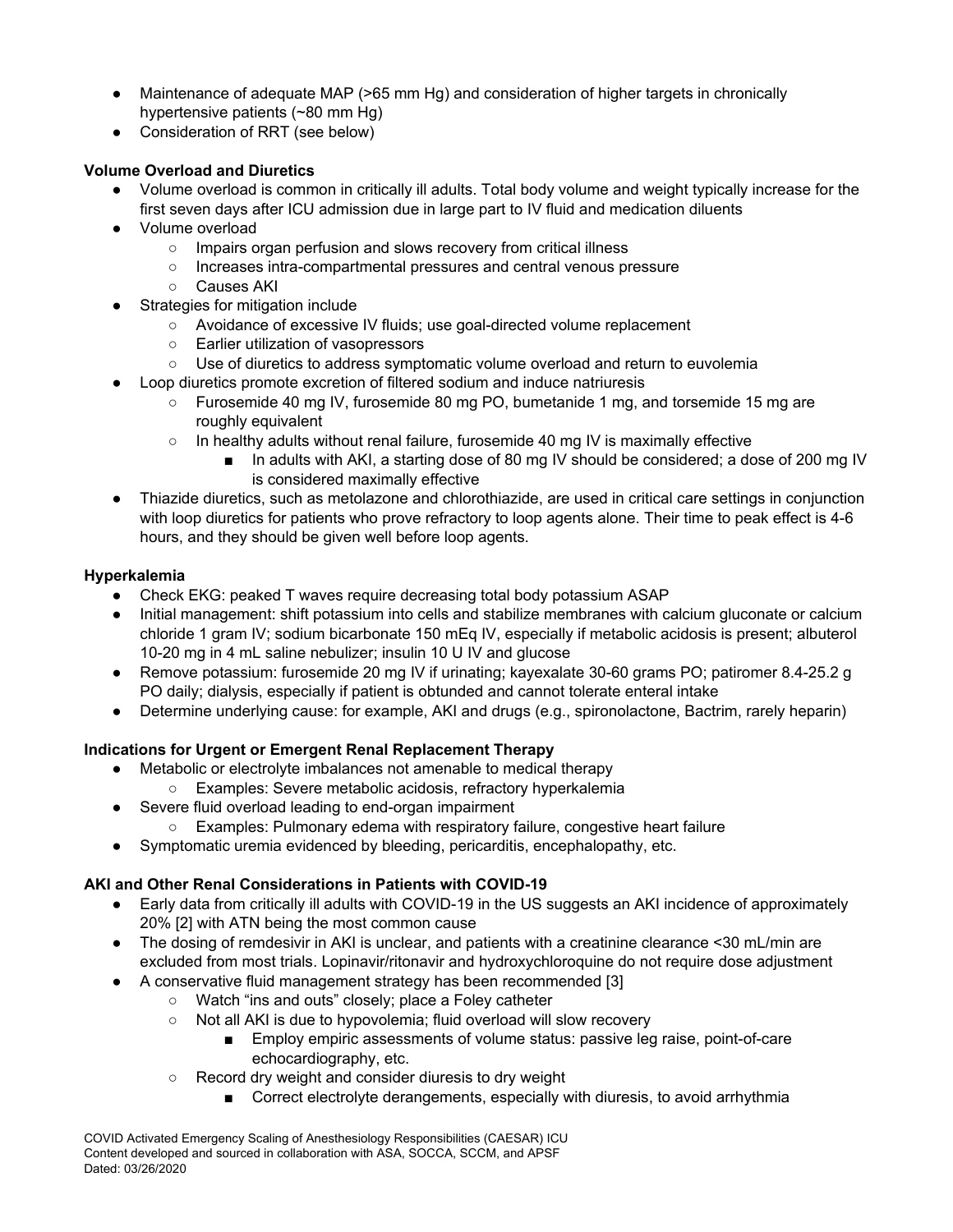- Maintenance of adequate MAP (>65 mm Hg) and consideration of higher targets in chronically hypertensive patients (~80 mm Hg)
- Consideration of RRT (see below)

**Volume Overload and Diuretics**

- Volume overload is common in critically ill adults. Total body volume and weight typically increase for the first seven days after ICU admission due in large part to IV fluid and medication diluents
- Volume overload
    - Impairs organ perfusion and slows recovery from critical illness
    - Increases intra-compartmental pressures and central venous pressure
    - Causes AKI
- Strategies for mitigation include
    - Avoidance of excessive IV fluids; use goal-directed volume replacement
    - Earlier utilization of vasopressors
    - Use of diuretics to address symptomatic volume overload and return to euvolemia
- Loop diuretics promote excretion of filtered sodium and induce natriuresis
    - Furosemide 40 mg IV, furosemide 80 mg PO, bumetanide 1 mg, and torsemide 15 mg are roughly equivalent
    - In healthy adults without renal failure, furosemide 40 mg IV is maximally effective
        - In adults with AKI, a starting dose of 80 mg IV should be considered; a dose of 200 mg IV is considered maximally effective
- Thiazide diuretics, such as metolazone and chlorothiazide, are used in critical care settings in conjunction with loop diuretics for patients who prove refractory to loop agents alone. Their time to peak effect is 4-6 hours, and they should be given well before loop agents.

**Hyperkalemia**

- Check EKG: peaked T waves require decreasing total body potassium ASAP
- Initial management: shift potassium into cells and stabilize membranes with calcium gluconate or calcium chloride 1 gram IV; sodium bicarbonate 150 mEq IV, especially if metabolic acidosis is present; albuterol 10-20 mg in 4 mL saline nebulizer; insulin 10 U IV and glucose
- Remove potassium: furosemide 20 mg IV if urinating; kayexalate 30-60 grams PO; patiromer 8.4-25.2 g PO daily; dialysis, especially if patient is obtunded and cannot tolerate enteral intake
- Determine underlying cause: for example, AKI and drugs (e.g., spironolactone, Bactrim, rarely heparin)

**Indications for Urgent or Emergent Renal Replacement Therapy**

- Metabolic or electrolyte imbalances not amenable to medical therapy
    - Examples: Severe metabolic acidosis, refractory hyperkalemia
- Severe fluid overload leading to end-organ impairment
    - Examples: Pulmonary edema with respiratory failure, congestive heart failure
- Symptomatic uremia evidenced by bleeding, pericarditis, encephalopathy, etc.

**AKI and Other Renal Considerations in Patients with COVID-19**

- Early data from critically ill adults with COVID-19 in the US suggests an AKI incidence of approximately 20% [2] with ATN being the most common cause
- The dosing of remdesivir in AKI is unclear, and patients with a creatinine clearance <30 mL/min are excluded from most trials. Lopinavir/ritonavir and hydroxychloroquine do not require dose adjustment
- A conservative fluid management strategy has been recommended [3]
    - Watch "ins and outs" closely; place a Foley catheter
    - Not all AKI is due to hypovolemia; fluid overload will slow recovery
        - Employ empiric assessments of volume status: passive leg raise, point-of-care echocardiography, etc.
    - Record dry weight and consider diuresis to dry weight
        - Correct electrolyte derangements, especially with diuresis, to avoid arrhythmia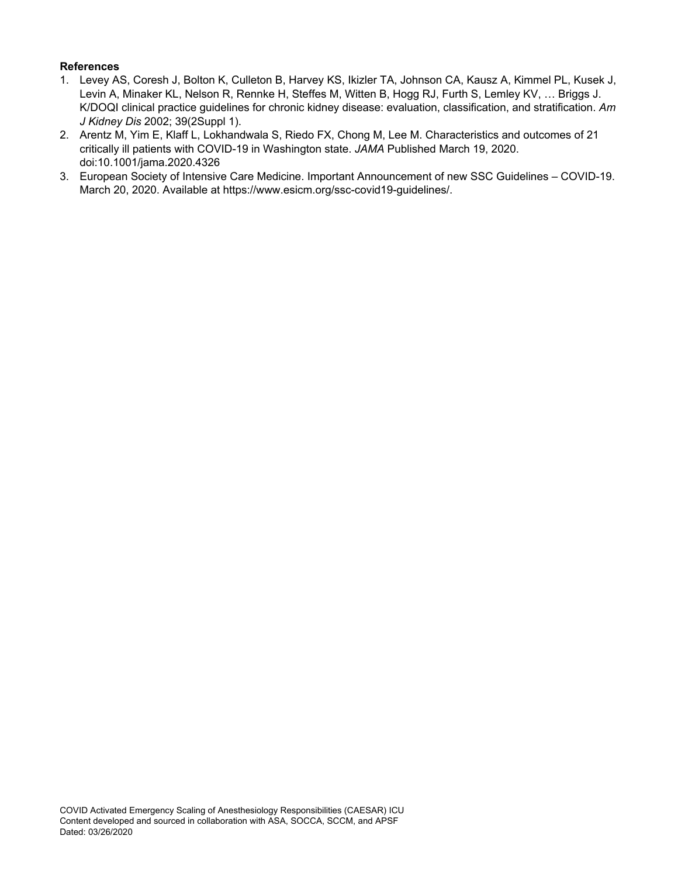**References**

1. Levey AS, Coresh J, Bolton K, Culleton B, Harvey KS, Ikizler TA, Johnson CA, Kausz A, Kimmel PL, Kusek J, Levin A, Minaker KL, Nelson R, Rennke H, Steffes M, Witten B, Hogg RJ, Furth S, Lemley KV, … Briggs J. K/DOQI clinical practice guidelines for chronic kidney disease: evaluation, classification, and stratification. *Am J Kidney Dis* 2002; 39(2Suppl 1).
2. Arentz M, Yim E, Klaff L, Lokhandwala S, Riedo FX, Chong M, Lee M. Characteristics and outcomes of 21 critically ill patients with COVID-19 in Washington state. *JAMA* Published March 19, 2020. doi:10.1001/jama.2020.4326
3. European Society of Intensive Care Medicine. Important Announcement of new SSC Guidelines – COVID-19. March 20, 2020. Available at https://www.esicm.org/ssc-covid19-guidelines/.